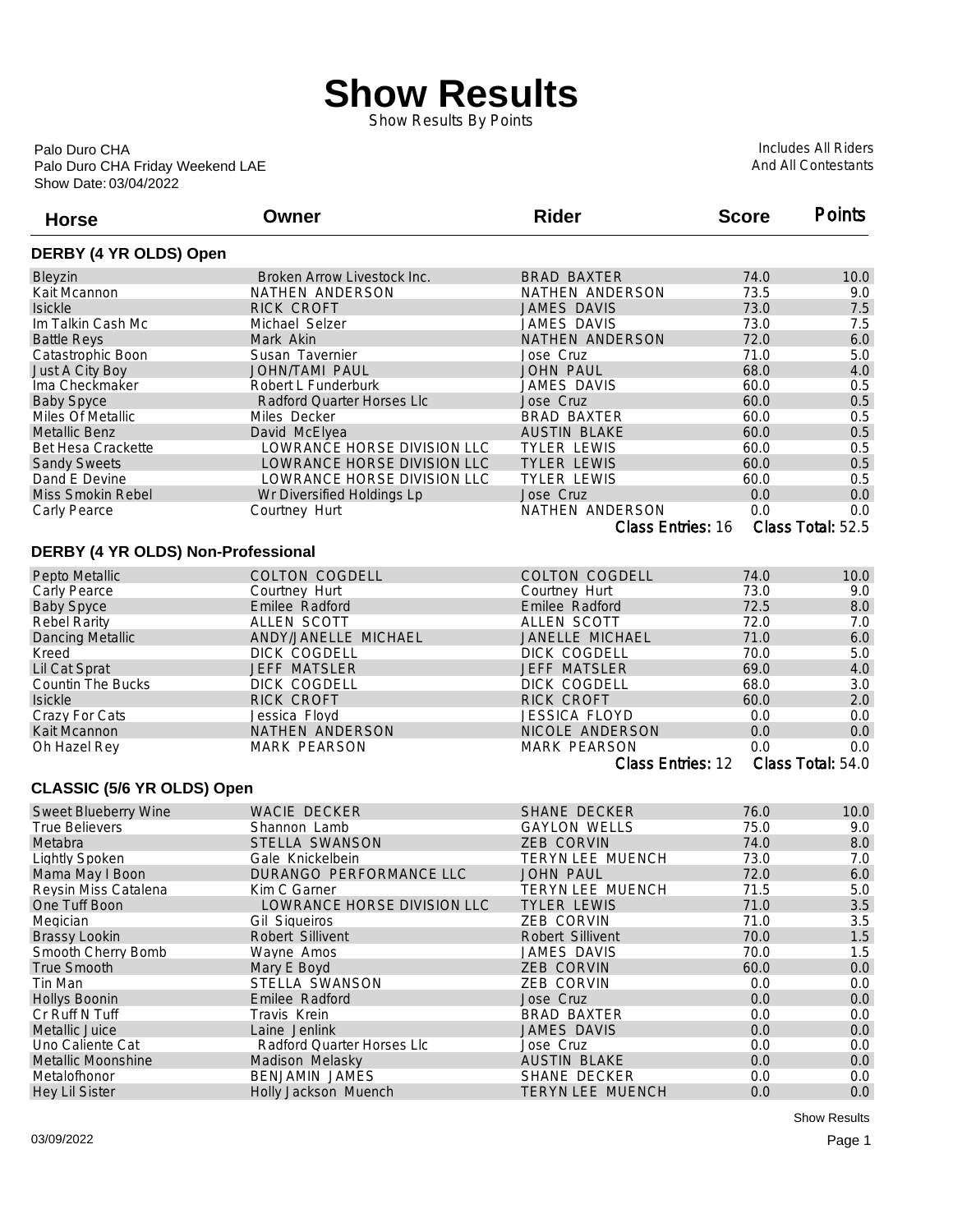# Show Results

Show Results By Points

Palo Duro CHA
Palo Duro CHA Friday Weekend LAE
Show Date: 03/04/2022

Includes All Riders
And All Contestants

| Horse | Owner | Rider | Score | Points |
|---|---|---|---|---|

## DERBY (4 YR OLDS) Open

| Horse | Owner | Rider | Score | Points |
|---|---|---|---|---|
| Bleyzin | Broken Arrow Livestock Inc. | BRAD BAXTER | 74.0 | 10.0 |
| Kait Mcannon | NATHEN ANDERSON | NATHEN ANDERSON | 73.5 | 9.0 |
| Isickle | RICK CROFT | JAMES DAVIS | 73.0 | 7.5 |
| Im Talkin Cash Mc | Michael Selzer | JAMES DAVIS | 73.0 | 7.5 |
| Battle Reys | Mark Akin | NATHEN ANDERSON | 72.0 | 6.0 |
| Catastrophic Boon | Susan Tavernier | Jose Cruz | 71.0 | 5.0 |
| Just A City Boy | JOHN/TAMI PAUL | JOHN PAUL | 68.0 | 4.0 |
| Ima Checkmaker | Robert L Funderburk | JAMES DAVIS | 60.0 | 0.5 |
| Baby Spyce | Radford Quarter Horses Llc | Jose Cruz | 60.0 | 0.5 |
| Miles Of Metallic | Miles Decker | BRAD BAXTER | 60.0 | 0.5 |
| Metallic Benz | David McElyea | AUSTIN BLAKE | 60.0 | 0.5 |
| Bet Hesa Crackette | LOWRANCE HORSE DIVISION LLC | TYLER LEWIS | 60.0 | 0.5 |
| Sandy Sweets | LOWRANCE HORSE DIVISION LLC | TYLER LEWIS | 60.0 | 0.5 |
| Dand E Devine | LOWRANCE HORSE DIVISION LLC | TYLER LEWIS | 60.0 | 0.5 |
| Miss Smokin Rebel | Wr Diversified Holdings Lp | Jose Cruz | 0.0 | 0.0 |
| Carly Pearce | Courtney Hurt | NATHEN ANDERSON | 0.0 | 0.0 |

Class Entries: 16 Class Total: 52.5

## DERBY (4 YR OLDS) Non-Professional

| Horse | Owner | Rider | Score | Points |
|---|---|---|---|---|
| Pepto Metallic | COLTON COGDELL | COLTON COGDELL | 74.0 | 10.0 |
| Carly Pearce | Courtney Hurt | Courtney Hurt | 73.0 | 9.0 |
| Baby Spyce | Emilee Radford | Emilee Radford | 72.5 | 8.0 |
| Rebel Rarity | ALLEN SCOTT | ALLEN SCOTT | 72.0 | 7.0 |
| Dancing Metallic | ANDY/JANELLE MICHAEL | JANELLE MICHAEL | 71.0 | 6.0 |
| Kreed | DICK COGDELL | DICK COGDELL | 70.0 | 5.0 |
| Lil Cat Sprat | JEFF MATSLER | JEFF MATSLER | 69.0 | 4.0 |
| Countin The Bucks | DICK COGDELL | DICK COGDELL | 68.0 | 3.0 |
| Isickle | RICK CROFT | RICK CROFT | 60.0 | 2.0 |
| Crazy For Cats | Jessica Floyd | JESSICA FLOYD | 0.0 | 0.0 |
| Kait Mcannon | NATHEN ANDERSON | NICOLE ANDERSON | 0.0 | 0.0 |
| Oh Hazel Rey | MARK PEARSON | MARK PEARSON | 0.0 | 0.0 |

Class Entries: 12 Class Total: 54.0

## CLASSIC (5/6 YR OLDS) Open

| Horse | Owner | Rider | Score | Points |
|---|---|---|---|---|
| Sweet Blueberry Wine | WACIE DECKER | SHANE DECKER | 76.0 | 10.0 |
| True Believers | Shannon Lamb | GAYLON WELLS | 75.0 | 9.0 |
| Metabra | STELLA SWANSON | ZEB CORVIN | 74.0 | 8.0 |
| Lightly Spoken | Gale Knickelbein | TERYN LEE MUENCH | 73.0 | 7.0 |
| Mama May I Boon | DURANGO PERFORMANCE LLC | JOHN PAUL | 72.0 | 6.0 |
| Reysin Miss Catalena | Kim C Garner | TERYN LEE MUENCH | 71.5 | 5.0 |
| One Tuff Boon | LOWRANCE HORSE DIVISION LLC | TYLER LEWIS | 71.0 | 3.5 |
| Megician | Gil Siqueiros | ZEB CORVIN | 71.0 | 3.5 |
| Brassy Lookin | Robert Sillivent | Robert Sillivent | 70.0 | 1.5 |
| Smooth Cherry Bomb | Wayne Amos | JAMES DAVIS | 70.0 | 1.5 |
| True Smooth | Mary E Boyd | ZEB CORVIN | 60.0 | 0.0 |
| Tin Man | STELLA SWANSON | ZEB CORVIN | 0.0 | 0.0 |
| Hollys Boonin | Emilee Radford | Jose Cruz | 0.0 | 0.0 |
| Cr Ruff N Tuff | Travis Krein | BRAD BAXTER | 0.0 | 0.0 |
| Metallic Juice | Laine Jenlink | JAMES DAVIS | 0.0 | 0.0 |
| Uno Caliente Cat | Radford Quarter Horses Llc | Jose Cruz | 0.0 | 0.0 |
| Metallic Moonshine | Madison Melasky | AUSTIN BLAKE | 0.0 | 0.0 |
| Metalofhonor | BENJAMIN JAMES | SHANE DECKER | 0.0 | 0.0 |
| Hey Lil Sister | Holly Jackson Muench | TERYN LEE MUENCH | 0.0 | 0.0 |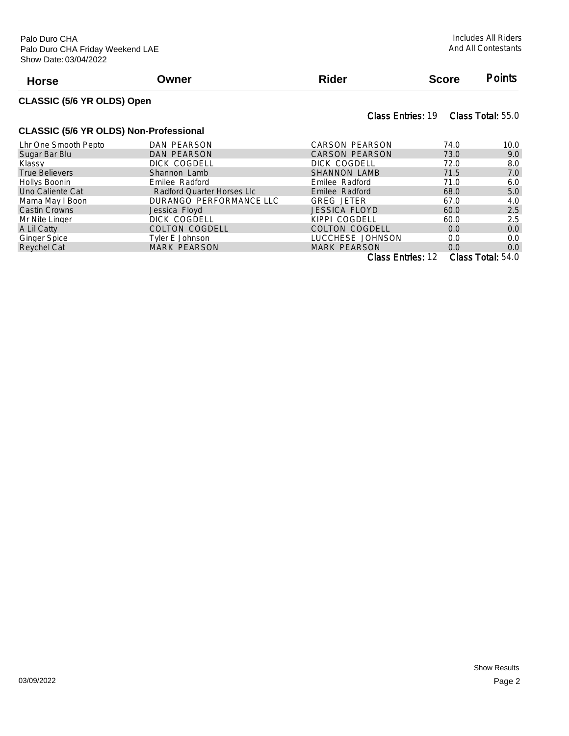Palo Duro CHA
Palo Duro CHA Friday Weekend LAE
Show Date: 03/04/2022

Includes All Riders
And All Contestants

| Horse | Owner | Rider | Score | Points |
|---|---|---|---|---|

**CLASSIC (5/6 YR OLDS) Open**

Class Entries: 19 Class Total: 55.0

**CLASSIC (5/6 YR OLDS) Non-Professional**

| Horse | Owner | Rider | Score | Points |
|---|---|---|---|---|
| Lhr One Smooth Pepto | DAN PEARSON | CARSON PEARSON | 74.0 | 10.0 |
| Sugar Bar Blu | DAN PEARSON | CARSON PEARSON | 73.0 | 9.0 |
| Klassy | DICK COGDELL | DICK COGDELL | 72.0 | 8.0 |
| True Believers | Shannon Lamb | SHANNON LAMB | 71.5 | 7.0 |
| Hollys Boonin | Emilee Radford | Emilee Radford | 71.0 | 6.0 |
| Uno Caliente Cat | Radford Quarter Horses Llc | Emilee Radford | 68.0 | 5.0 |
| Mama May I Boon | DURANGO PERFORMANCE LLC | GREG JETER | 67.0 | 4.0 |
| Castin Crowns | Jessica Floyd | JESSICA FLOYD | 60.0 | 2.5 |
| Mr Nite Linger | DICK COGDELL | KIPPI COGDELL | 60.0 | 2.5 |
| A Lil Catty | COLTON COGDELL | COLTON COGDELL | 0.0 | 0.0 |
| Ginger Spice | Tyler E Johnson | LUCCHESE JOHNSON | 0.0 | 0.0 |
| Reychel Cat | MARK PEARSON | MARK PEARSON | 0.0 | 0.0 |

Class Entries: 12 Class Total: 54.0

Show Results

03/09/2022